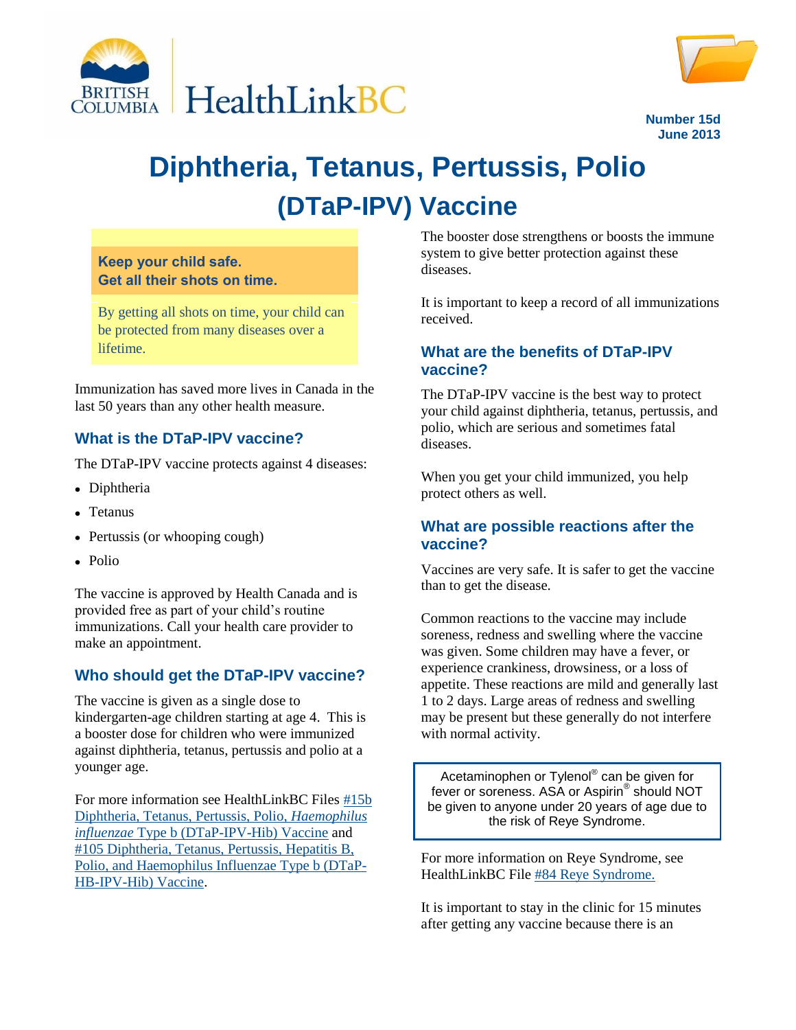Number 15d
June 2013

# Diphtheria, Tetanus, Pertussis, Polio (DTaP-IPV) Vaccine

**Keep your child safe.**
**Get all their shots on time.**

By getting all shots on time, your child can be protected from many diseases over a lifetime.

Immunization has saved more lives in Canada in the last 50 years than any other health measure.

## What is the DTaP-IPV vaccine?

The DTaP-IPV vaccine protects against 4 diseases:

- Diphtheria
- Tetanus
- Pertussis (or whooping cough)
- Polio

The vaccine is approved by Health Canada and is provided free as part of your child's routine immunizations. Call your health care provider to make an appointment.

## Who should get the DTaP-IPV vaccine?

The vaccine is given as a single dose to kindergarten-age children starting at age 4. This is a booster dose for children who were immunized against diphtheria, tetanus, pertussis and polio at a younger age.

For more information see HealthLinkBC Files #15b Diphtheria, Tetanus, Pertussis, Polio, *Haemophilus influenzae* Type b (DTaP-IPV-Hib) Vaccine and #105 Diphtheria, Tetanus, Pertussis, Hepatitis B, Polio, and Haemophilus Influenzae Type b (DTaP-HB-IPV-Hib) Vaccine.

The booster dose strengthens or boosts the immune system to give better protection against these diseases.

It is important to keep a record of all immunizations received.

## What are the benefits of DTaP-IPV vaccine?

The DTaP-IPV vaccine is the best way to protect your child against diphtheria, tetanus, pertussis, and polio, which are serious and sometimes fatal diseases.

When you get your child immunized, you help protect others as well.

## What are possible reactions after the vaccine?

Vaccines are very safe. It is safer to get the vaccine than to get the disease.

Common reactions to the vaccine may include soreness, redness and swelling where the vaccine was given. Some children may have a fever, or experience crankiness, drowsiness, or a loss of appetite. These reactions are mild and generally last 1 to 2 days. Large areas of redness and swelling may be present but these generally do not interfere with normal activity.

Acetaminophen or Tylenol® can be given for fever or soreness. ASA or Aspirin® should NOT be given to anyone under 20 years of age due to the risk of Reye Syndrome.

For more information on Reye Syndrome, see HealthLinkBC File #84 Reye Syndrome.

It is important to stay in the clinic for 15 minutes after getting any vaccine because there is an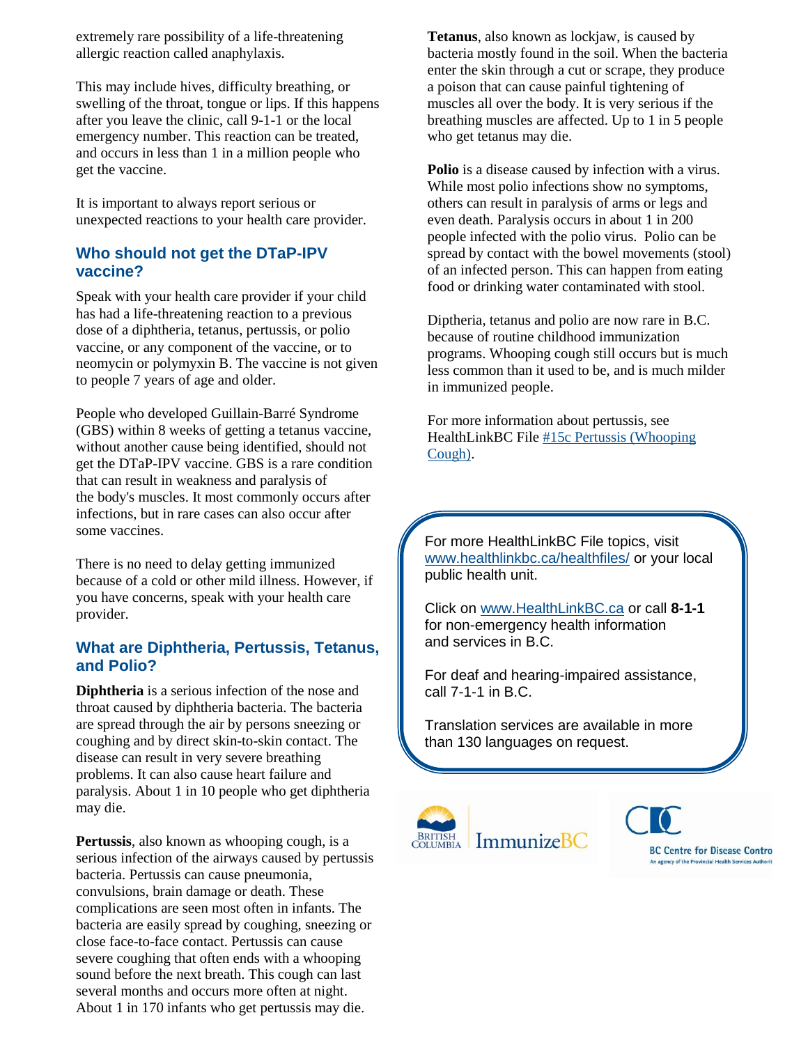extremely rare possibility of a life-threatening allergic reaction called anaphylaxis.

This may include hives, difficulty breathing, or swelling of the throat, tongue or lips. If this happens after you leave the clinic, call 9-1-1 or the local emergency number. This reaction can be treated, and occurs in less than 1 in a million people who get the vaccine.

It is important to always report serious or unexpected reactions to your health care provider.

## Who should not get the DTaP-IPV vaccine?

Speak with your health care provider if your child has had a life-threatening reaction to a previous dose of a diphtheria, tetanus, pertussis, or polio vaccine, or any component of the vaccine, or to neomycin or polymyxin B. The vaccine is not given to people 7 years of age and older.

People who developed Guillain-Barré Syndrome (GBS) within 8 weeks of getting a tetanus vaccine, without another cause being identified, should not get the DTaP-IPV vaccine. GBS is a rare condition that can result in weakness and paralysis of the body's muscles. It most commonly occurs after infections, but in rare cases can also occur after some vaccines.

There is no need to delay getting immunized because of a cold or other mild illness. However, if you have concerns, speak with your health care provider.

## What are Diphtheria, Pertussis, Tetanus, and Polio?

**Diphtheria** is a serious infection of the nose and throat caused by diphtheria bacteria. The bacteria are spread through the air by persons sneezing or coughing and by direct skin-to-skin contact. The disease can result in very severe breathing problems. It can also cause heart failure and paralysis. About 1 in 10 people who get diphtheria may die.

**Pertussis**, also known as whooping cough, is a serious infection of the airways caused by pertussis bacteria. Pertussis can cause pneumonia, convulsions, brain damage or death. These complications are seen most often in infants. The bacteria are easily spread by coughing, sneezing or close face-to-face contact. Pertussis can cause severe coughing that often ends with a whooping sound before the next breath. This cough can last several months and occurs more often at night. About 1 in 170 infants who get pertussis may die.

**Tetanus**, also known as lockjaw, is caused by bacteria mostly found in the soil. When the bacteria enter the skin through a cut or scrape, they produce a poison that can cause painful tightening of muscles all over the body. It is very serious if the breathing muscles are affected. Up to 1 in 5 people who get tetanus may die.

**Polio** is a disease caused by infection with a virus. While most polio infections show no symptoms, others can result in paralysis of arms or legs and even death. Paralysis occurs in about 1 in 200 people infected with the polio virus. Polio can be spread by contact with the bowel movements (stool) of an infected person. This can happen from eating food or drinking water contaminated with stool.

Diptheria, tetanus and polio are now rare in B.C. because of routine childhood immunization programs. Whooping cough still occurs but is much less common than it used to be, and is much milder in immunized people.

For more information about pertussis, see HealthLinkBC File [#15c Pertussis (Whooping Cough)].

For more HealthLinkBC File topics, visit [www.healthlinkbc.ca/healthfiles/] or your local public health unit.

Click on [www.HealthLinkBC.ca] or call **8-1-1** for non-emergency health information and services in B.C.

For deaf and hearing-impaired assistance, call 7-1-1 in B.C.

Translation services are available in more than 130 languages on request.

BRITISH COLUMBIA ImmunizeBC

BC Centre for Disease Control
An agency of the Provincial Health Services Authority